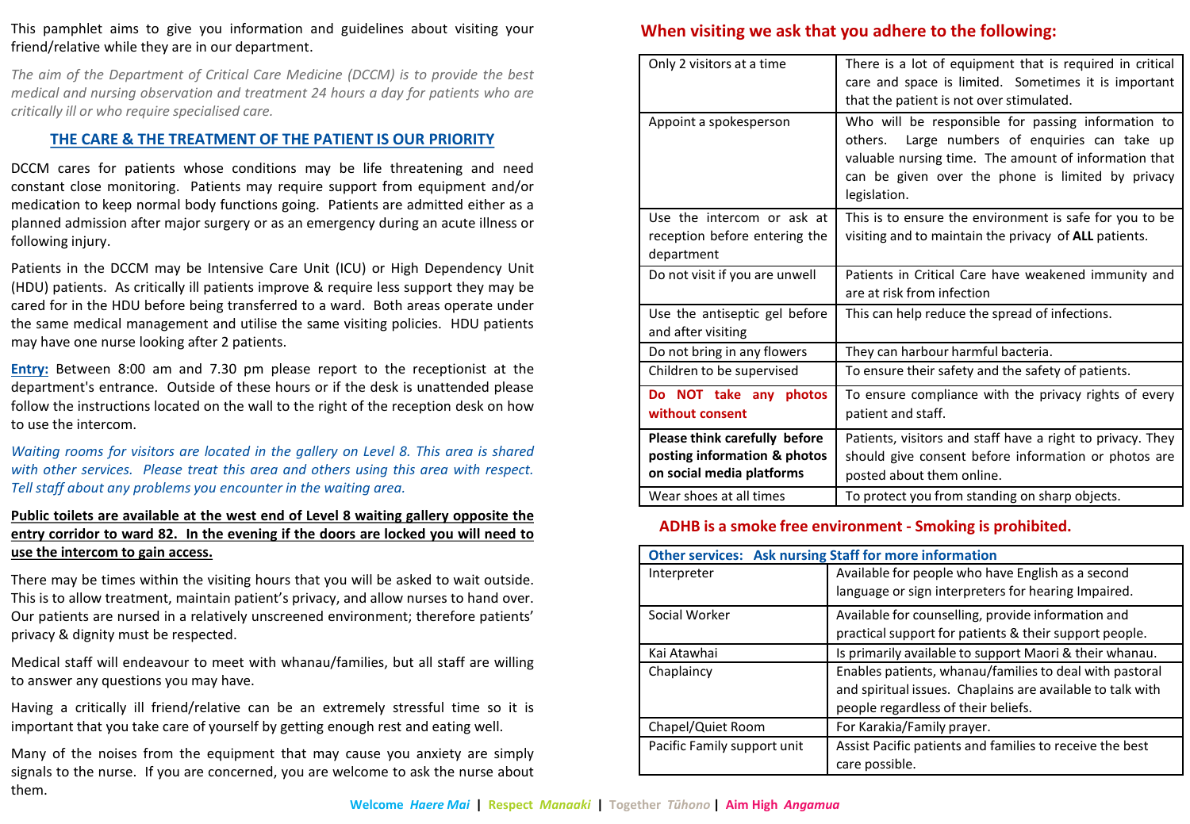This pamphlet aims to give you information and guidelines about visiting your friend/relative while they are in our department.

*The aim of the Department of Critical Care Medicine (DCCM) is to provide the best medical and nursing observation and treatment 24 hours a day for patients who are critically ill or who require specialised care.*

## THE CARE & THE TREATMENT OF THE PATIENT IS OUR PRIORITY

DCCM cares for patients whose conditions may be life threatening and need constant close monitoring. Patients may require support from equipment and/or medication to keep normal body functions going. Patients are admitted either as a planned admission after major surgery or as an emergency during an acute illness or following injury.

Patients in the DCCM may be Intensive Care Unit (ICU) or High Dependency Unit (HDU) patients. As critically ill patients improve & require less support they may be cared for in the HDU before being transferred to a ward. Both areas operate under the same medical management and utilise the same visiting policies. HDU patients may have one nurse looking after 2 patients.

**Entry:** Between 8:00 am and 7.30 pm please report to the receptionist at the department's entrance. Outside of these hours or if the desk is unattended please follow the instructions located on the wall to the right of the reception desk on how to use the intercom.

*Waiting rooms for visitors are located in the gallery on Level 8. This area is shared with other services. Please treat this area and others using this area with respect. Tell staff about any problems you encounter in the waiting area.*

**Public toilets are available at the west end of Level 8 waiting gallery opposite the entry corridor to ward 82. In the evening if the doors are locked you will need to use the intercom to gain access.**

There may be times within the visiting hours that you will be asked to wait outside. This is to allow treatment, maintain patient's privacy, and allow nurses to hand over. Our patients are nursed in a relatively unscreened environment; therefore patients' privacy & dignity must be respected.

Medical staff will endeavour to meet with whanau/families, but all staff are willing to answer any questions you may have.

Having a critically ill friend/relative can be an extremely stressful time so it is important that you take care of yourself by getting enough rest and eating well.

Many of the noises from the equipment that may cause you anxiety are simply signals to the nurse. If you are concerned, you are welcome to ask the nurse about them.

## When visiting we ask that you adhere to the following:

| | |
|---|---|
| Only 2 visitors at a time | There is a lot of equipment that is required in critical care and space is limited. Sometimes it is important that the patient is not over stimulated. |
| Appoint a spokesperson | Who will be responsible for passing information to others. Large numbers of enquiries can take up valuable nursing time. The amount of information that can be given over the phone is limited by privacy legislation. |
| Use the intercom or ask at reception before entering the department | This is to ensure the environment is safe for you to be visiting and to maintain the privacy of **ALL** patients. |
| Do not visit if you are unwell | Patients in Critical Care have weakened immunity and are at risk from infection |
| Use the antiseptic gel before and after visiting | This can help reduce the spread of infections. |
| Do not bring in any flowers | They can harbour harmful bacteria. |
| Children to be supervised | To ensure their safety and the safety of patients. |
| **Do NOT take any photos without consent** | To ensure compliance with the privacy rights of every patient and staff. |
| **Please think carefully before posting information & photos on social media platforms** | Patients, visitors and staff have a right to privacy. They should give consent before information or photos are posted about them online. |
| Wear shoes at all times | To protect you from standing on sharp objects. |

**ADHB is a smoke free environment - Smoking is prohibited.**

| Other services: Ask nursing Staff for more information | |
|---|---|
| Interpreter | Available for people who have English as a second language or sign interpreters for hearing Impaired. |
| Social Worker | Available for counselling, provide information and practical support for patients & their support people. |
| Kai Atawhai | Is primarily available to support Maori & their whanau. |
| Chaplaincy | Enables patients, whanau/families to deal with pastoral and spiritual issues. Chaplains are available to talk with people regardless of their beliefs. |
| Chapel/Quiet Room | For Karakia/Family prayer. |
| Pacific Family support unit | Assist Pacific patients and families to receive the best care possible. |

**Welcome** ***Haere Mai*** | **Respect** ***Manaaki*** | **Together** ***Tūhono*** | **Aim High** ***Angamua***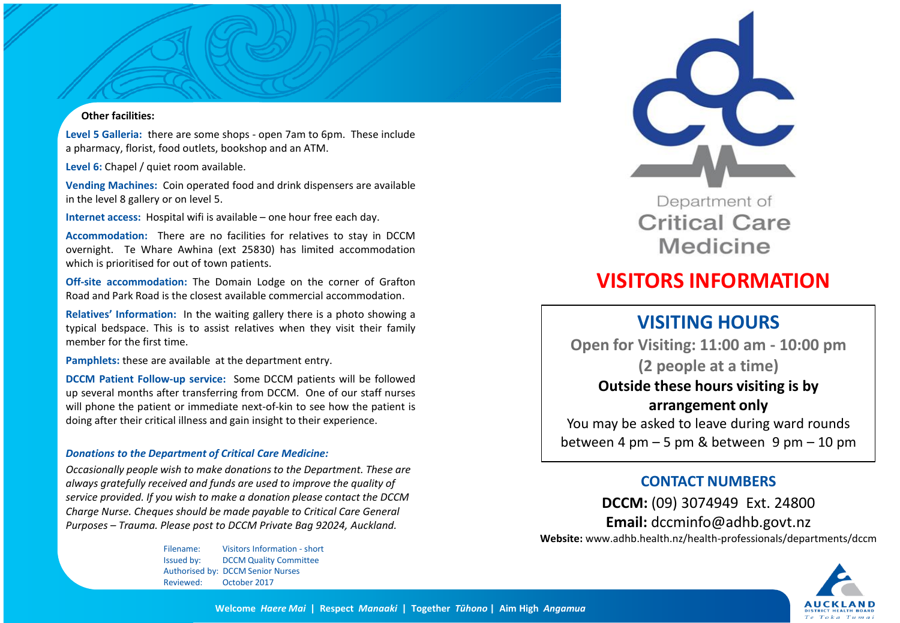**Other facilities:**

**Level 5 Galleria:** there are some shops - open 7am to 6pm. These include a pharmacy, florist, food outlets, bookshop and an ATM.

**Level 6:** Chapel / quiet room available.

**Vending Machines:** Coin operated food and drink dispensers are available in the level 8 gallery or on level 5.

**Internet access:** Hospital wifi is available – one hour free each day.

**Accommodation:** There are no facilities for relatives to stay in DCCM overnight. Te Whare Awhina (ext 25830) has limited accommodation which is prioritised for out of town patients.

**Off-site accommodation:** The Domain Lodge on the corner of Grafton Road and Park Road is the closest available commercial accommodation.

**Relatives' Information:** In the waiting gallery there is a photo showing a typical bedspace. This is to assist relatives when they visit their family member for the first time.

**Pamphlets:** these are available at the department entry.

**DCCM Patient Follow-up service:** Some DCCM patients will be followed up several months after transferring from DCCM. One of our staff nurses will phone the patient or immediate next-of-kin to see how the patient is doing after their critical illness and gain insight to their experience.

***Donations to the Department of Critical Care Medicine:***

*Occasionally people wish to make donations to the Department. These are always gratefully received and funds are used to improve the quality of service provided. If you wish to make a donation please contact the DCCM Charge Nurse. Cheques should be made payable to Critical Care General Purposes – Trauma. Please post to DCCM Private Bag 92024, Auckland.*

Filename: Visitors Information - short
Issued by: DCCM Quality Committee
Authorised by: DCCM Senior Nurses
Reviewed: October 2017

Department of
Critical Care
Medicine

# VISITORS INFORMATION

## VISITING HOURS

**Open for Visiting: 11:00 am - 10:00 pm**
**(2 people at a time)**

**Outside these hours visiting is by arrangement only**

You may be asked to leave during ward rounds between 4 pm – 5 pm & between 9 pm – 10 pm

## CONTACT NUMBERS

**DCCM:** (09) 3074949 Ext. 24800
**Email:** dccminfo@adhb.govt.nz
**Website:** www.adhb.health.nz/health-professionals/departments/dccm

Welcome *Haere Mai* | Respect *Manaaki* | Together *Tūhono* | Aim High *Angamua*

AUCKLAND DISTRICT HEALTH BOARD
Te Toka Tumai